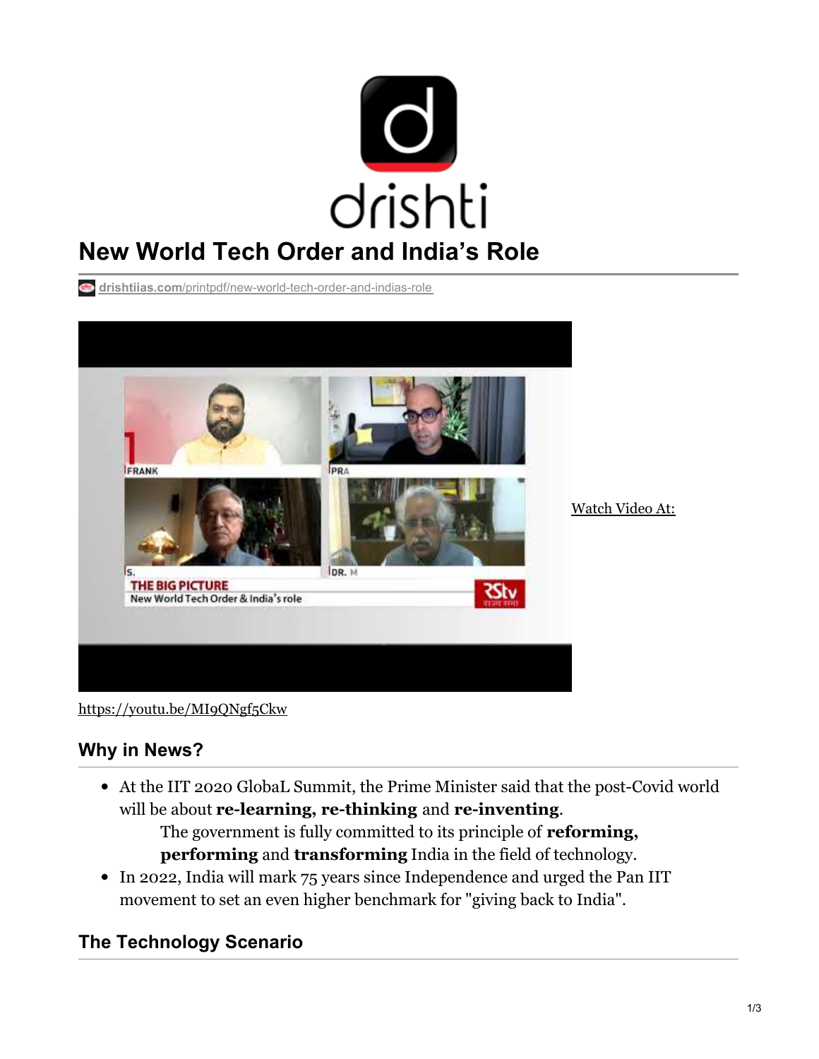# New World Tech Order and India's Role

drishtiias.com/printpdf/new-world-tech-order-and-indias-role

Watch Video At:

https://youtu.be/MI9QNgf5Ckw

## Why in News?

- At the IIT 2020 GlobaL Summit, the Prime Minister said that the post-Covid world will be about **re-learning, re-thinking** and **re-inventing**.
    - The government is fully committed to its principle of **reforming, performing** and **transforming** India in the field of technology.
- In 2022, India will mark 75 years since Independence and urged the Pan IIT movement to set an even higher benchmark for "giving back to India".

## The Technology Scenario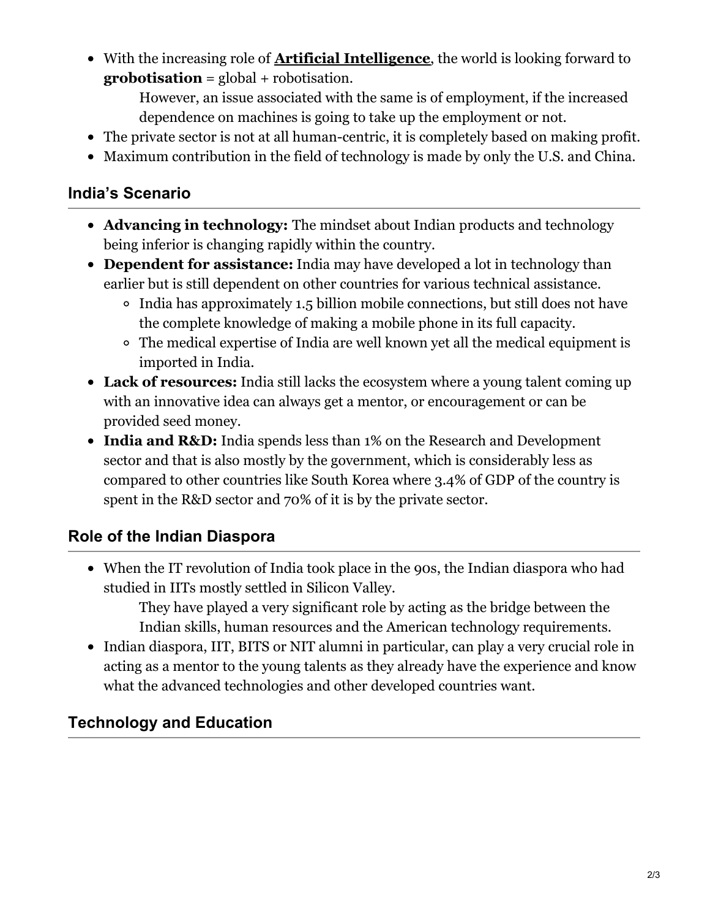- With the increasing role of **Artificial Intelligence**, the world is looking forward to **grobotisation** = global + robotisation.
  However, an issue associated with the same is of employment, if the increased dependence on machines is going to take up the employment or not.
- The private sector is not at all human-centric, it is completely based on making profit.
- Maximum contribution in the field of technology is made by only the U.S. and China.

## India's Scenario

- **Advancing in technology:** The mindset about Indian products and technology being inferior is changing rapidly within the country.
- **Dependent for assistance:** India may have developed a lot in technology than earlier but is still dependent on other countries for various technical assistance.
  - India has approximately 1.5 billion mobile connections, but still does not have the complete knowledge of making a mobile phone in its full capacity.
  - The medical expertise of India are well known yet all the medical equipment is imported in India.
- **Lack of resources:** India still lacks the ecosystem where a young talent coming up with an innovative idea can always get a mentor, or encouragement or can be provided seed money.
- **India and R&D:** India spends less than 1% on the Research and Development sector and that is also mostly by the government, which is considerably less as compared to other countries like South Korea where 3.4% of GDP of the country is spent in the R&D sector and 70% of it is by the private sector.

## Role of the Indian Diaspora

- When the IT revolution of India took place in the 90s, the Indian diaspora who had studied in IITs mostly settled in Silicon Valley.
  They have played a very significant role by acting as the bridge between the Indian skills, human resources and the American technology requirements.
- Indian diaspora, IIT, BITS or NIT alumni in particular, can play a very crucial role in acting as a mentor to the young talents as they already have the experience and know what the advanced technologies and other developed countries want.

## Technology and Education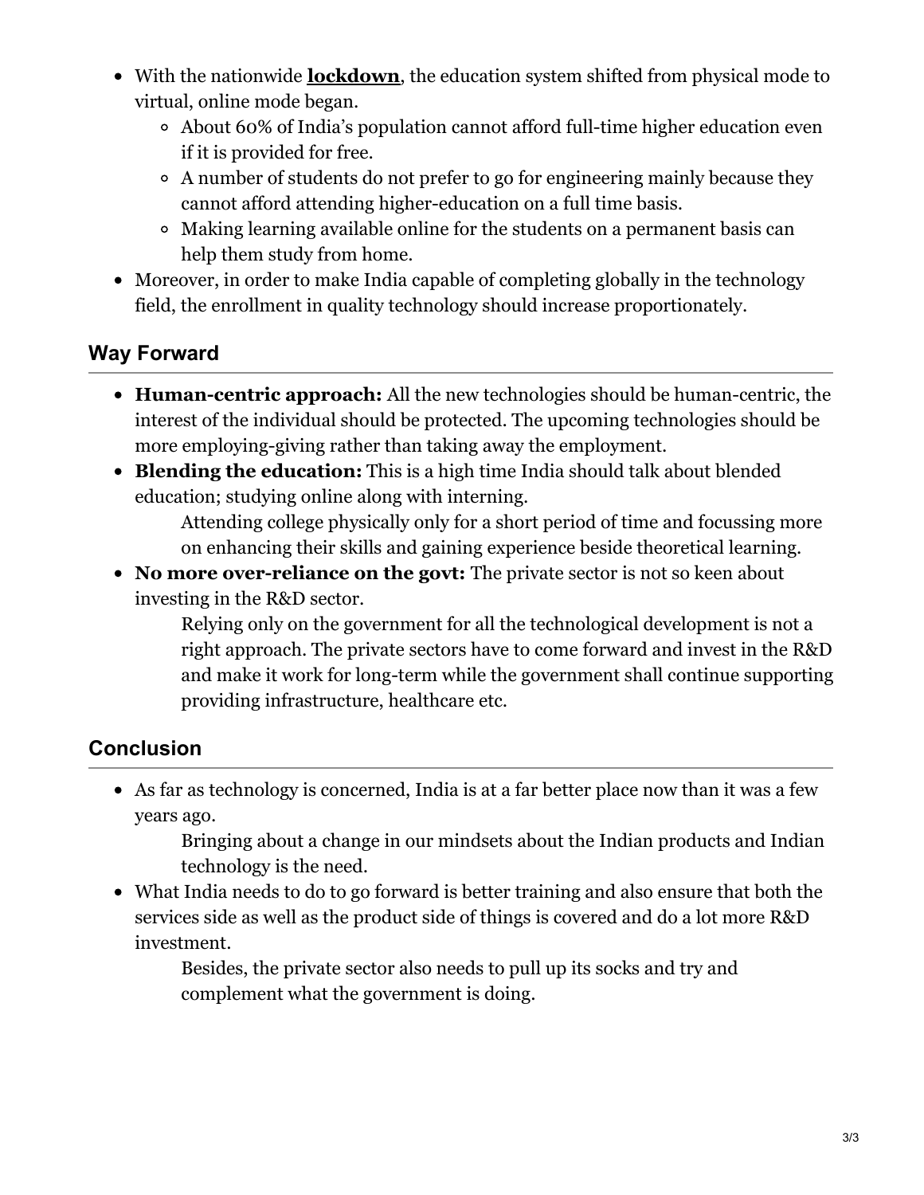- With the nationwide **lockdown**, the education system shifted from physical mode to virtual, online mode began.
  - About 60% of India's population cannot afford full-time higher education even if it is provided for free.
  - A number of students do not prefer to go for engineering mainly because they cannot afford attending higher-education on a full time basis.
  - Making learning available online for the students on a permanent basis can help them study from home.
- Moreover, in order to make India capable of completing globally in the technology field, the enrollment in quality technology should increase proportionately.

## Way Forward

- **Human-centric approach:** All the new technologies should be human-centric, the interest of the individual should be protected. The upcoming technologies should be more employing-giving rather than taking away the employment.
- **Blending the education:** This is a high time India should talk about blended education; studying online along with interning.
  - Attending college physically only for a short period of time and focussing more on enhancing their skills and gaining experience beside theoretical learning.
- **No more over-reliance on the govt:** The private sector is not so keen about investing in the R&D sector.
  - Relying only on the government for all the technological development is not a right approach. The private sectors have to come forward and invest in the R&D and make it work for long-term while the government shall continue supporting providing infrastructure, healthcare etc.

## Conclusion

- As far as technology is concerned, India is at a far better place now than it was a few years ago.
  - Bringing about a change in our mindsets about the Indian products and Indian technology is the need.
- What India needs to do to go forward is better training and also ensure that both the services side as well as the product side of things is covered and do a lot more R&D investment.
  - Besides, the private sector also needs to pull up its socks and try and complement what the government is doing.